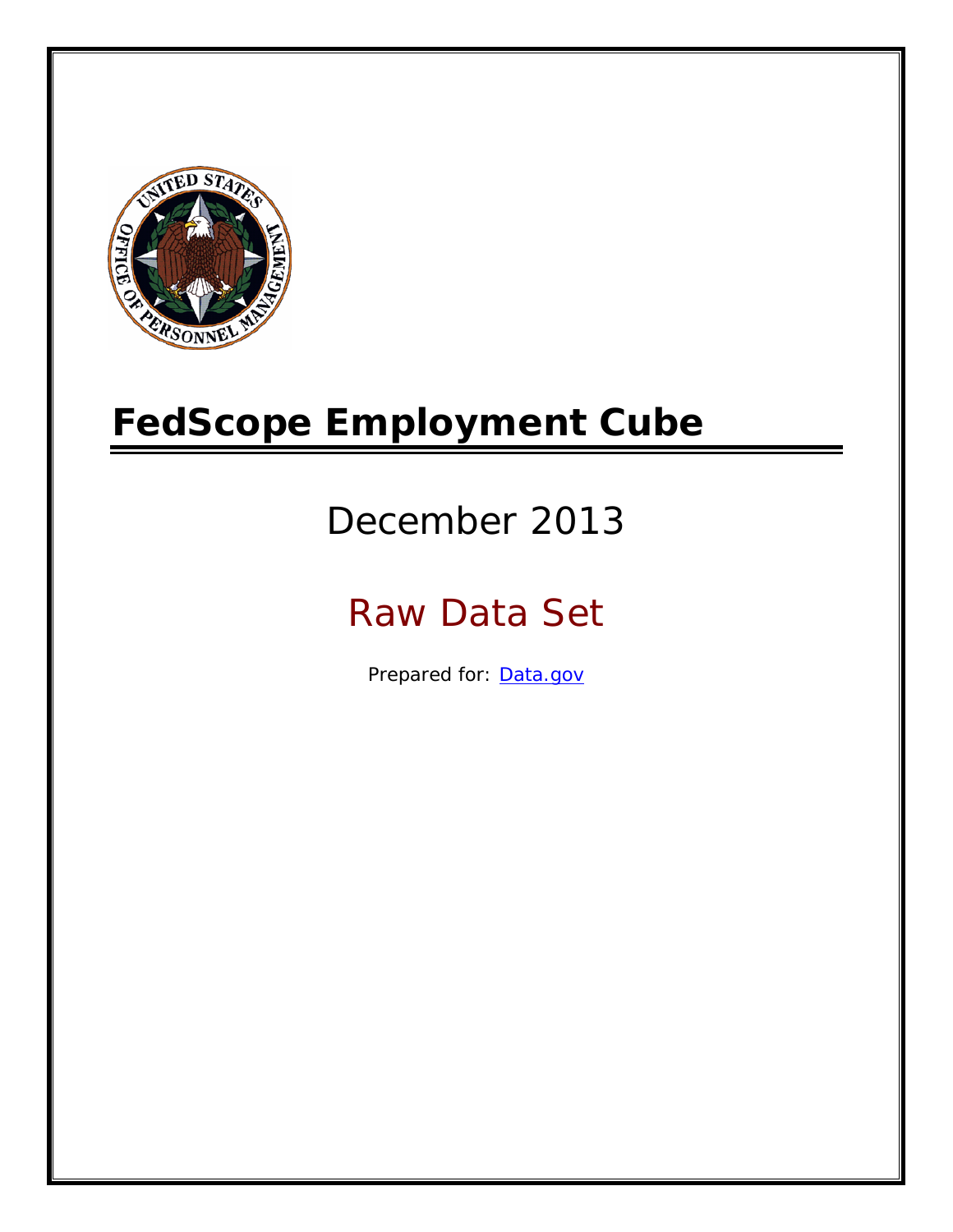# FedScope Employment Cube

December 2013

Raw Data Set

Prepared for: [Data.gov](Data.gov)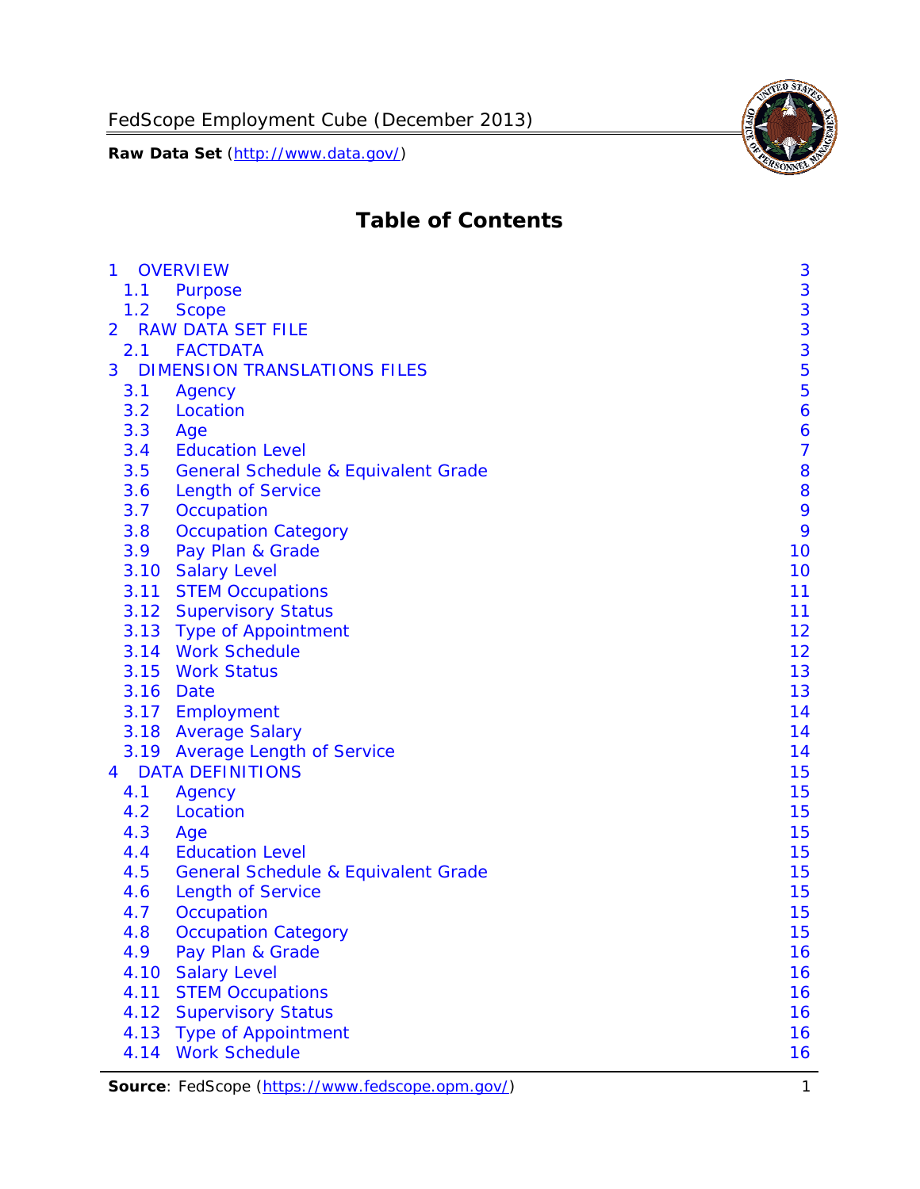# Table of Contents

| | | |
|---|---|---|
| 1 | OVERVIEW | 3 |
| 1.1 | Purpose | 3 |
| 1.2 | Scope | 3 |
| 2 | RAW DATA SET FILE | 3 |
| 2.1 | FACTDATA | 3 |
| 3 | DIMENSION TRANSLATIONS FILES | 5 |
| 3.1 | Agency | 5 |
| 3.2 | Location | 6 |
| 3.3 | Age | 6 |
| 3.4 | Education Level | 7 |
| 3.5 | General Schedule & Equivalent Grade | 8 |
| 3.6 | Length of Service | 8 |
| 3.7 | Occupation | 9 |
| 3.8 | Occupation Category | 9 |
| 3.9 | Pay Plan & Grade | 10 |
| 3.10 | Salary Level | 10 |
| 3.11 | STEM Occupations | 11 |
| 3.12 | Supervisory Status | 11 |
| 3.13 | Type of Appointment | 12 |
| 3.14 | Work Schedule | 12 |
| 3.15 | Work Status | 13 |
| 3.16 | Date | 13 |
| 3.17 | Employment | 14 |
| 3.18 | Average Salary | 14 |
| 3.19 | Average Length of Service | 14 |
| 4 | DATA DEFINITIONS | 15 |
| 4.1 | Agency | 15 |
| 4.2 | Location | 15 |
| 4.3 | Age | 15 |
| 4.4 | Education Level | 15 |
| 4.5 | General Schedule & Equivalent Grade | 15 |
| 4.6 | Length of Service | 15 |
| 4.7 | Occupation | 15 |
| 4.8 | Occupation Category | 15 |
| 4.9 | Pay Plan & Grade | 16 |
| 4.10 | Salary Level | 16 |
| 4.11 | STEM Occupations | 16 |
| 4.12 | Supervisory Status | 16 |
| 4.13 | Type of Appointment | 16 |
| 4.14 | Work Schedule | 16 |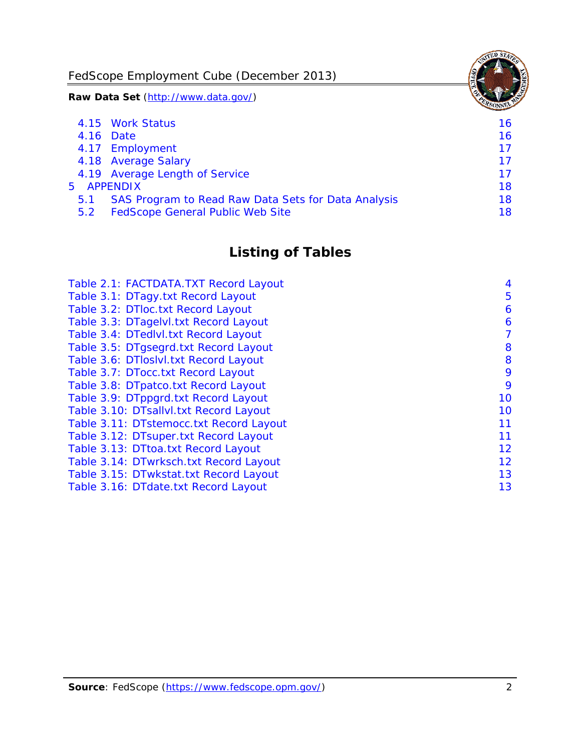4.15 Work Status 16
4.16 Date 16
4.17 Employment 17
4.18 Average Salary 17
4.19 Average Length of Service 17
5 APPENDIX 18
5.1 SAS Program to Read Raw Data Sets for Data Analysis 18
5.2 FedScope General Public Web Site 18

# Listing of Tables

Table 2.1: FACTDATA.TXT Record Layout 4
Table 3.1: DTagy.txt Record Layout 5
Table 3.2: DTloc.txt Record Layout 6
Table 3.3: DTagelvl.txt Record Layout 6
Table 3.4: DTedlvl.txt Record Layout 7
Table 3.5: DTgsegrd.txt Record Layout 8
Table 3.6: DTloslvl.txt Record Layout 8
Table 3.7: DTocc.txt Record Layout 9
Table 3.8: DTpatco.txt Record Layout 9
Table 3.9: DTppgrd.txt Record Layout 10
Table 3.10: DTsallvl.txt Record Layout 10
Table 3.11: DTstemocc.txt Record Layout 11
Table 3.12: DTsuper.txt Record Layout 11
Table 3.13: DTtoa.txt Record Layout 12
Table 3.14: DTwrksch.txt Record Layout 12
Table 3.15: DTwkstat.txt Record Layout 13
Table 3.16: DTdate.txt Record Layout 13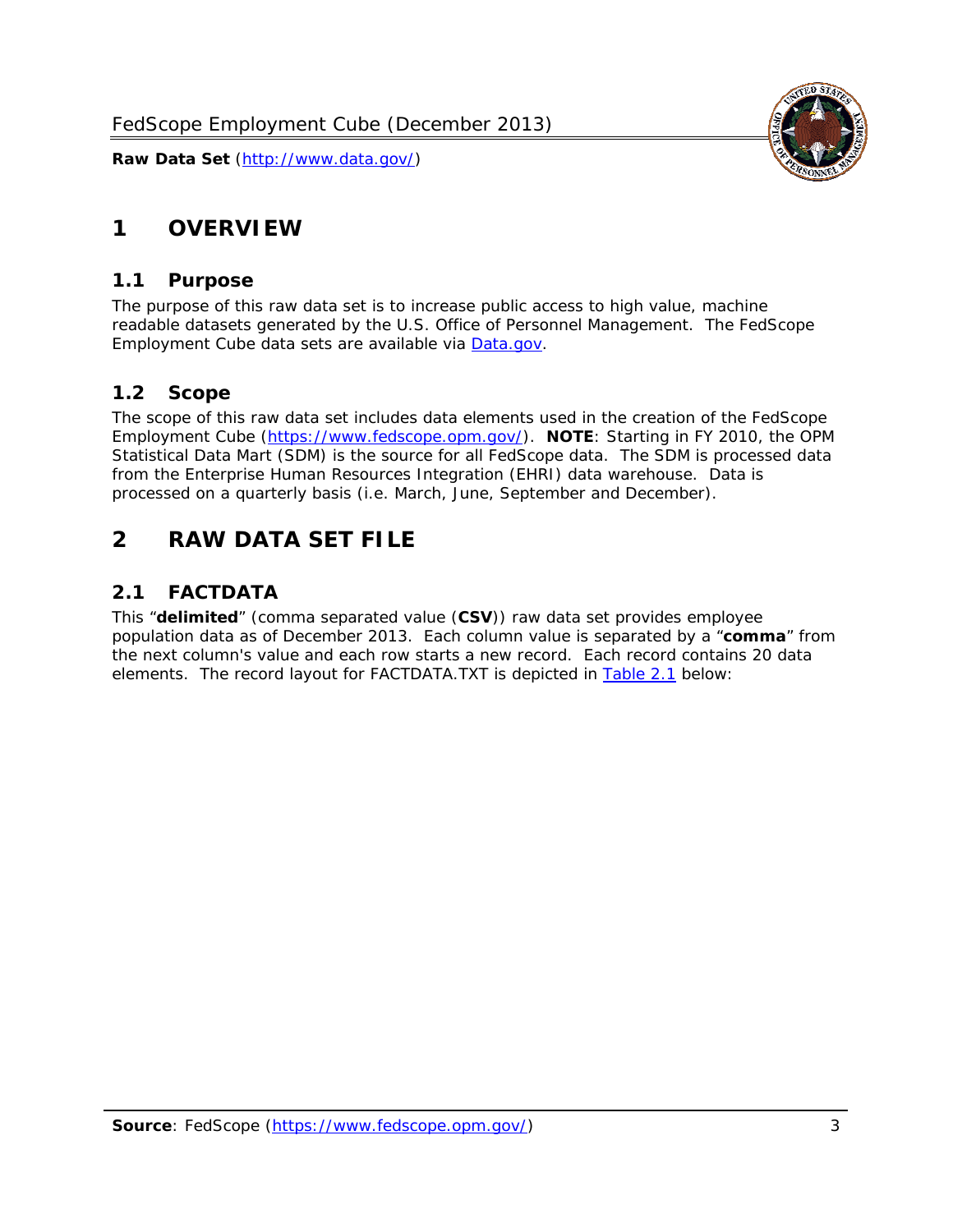# 1 OVERVIEW

## 1.1 Purpose

The purpose of this raw data set is to increase public access to high value, machine readable datasets generated by the U.S. Office of Personnel Management. The FedScope Employment Cube data sets are available via [Data.gov](http://www.data.gov/).

## 1.2 Scope

The scope of this raw data set includes data elements used in the creation of the FedScope Employment Cube ([https://www.fedscope.opm.gov/](https://www.fedscope.opm.gov/)). **NOTE**: Starting in FY 2010, the OPM Statistical Data Mart (SDM) is the source for all FedScope data. The SDM is processed data from the Enterprise Human Resources Integration (EHRI) data warehouse. Data is processed on a quarterly basis (i.e. March, June, September and December).

# 2 RAW DATA SET FILE

## 2.1 FACTDATA

This "**delimited**" (comma separated value (**CSV**)) raw data set provides employee population data as of December 2013. Each column value is separated by a "**comma**" from the next column's value and each row starts a new record. Each record contains 20 data elements. The record layout for FACTDATA.TXT is depicted in Table 2.1 below: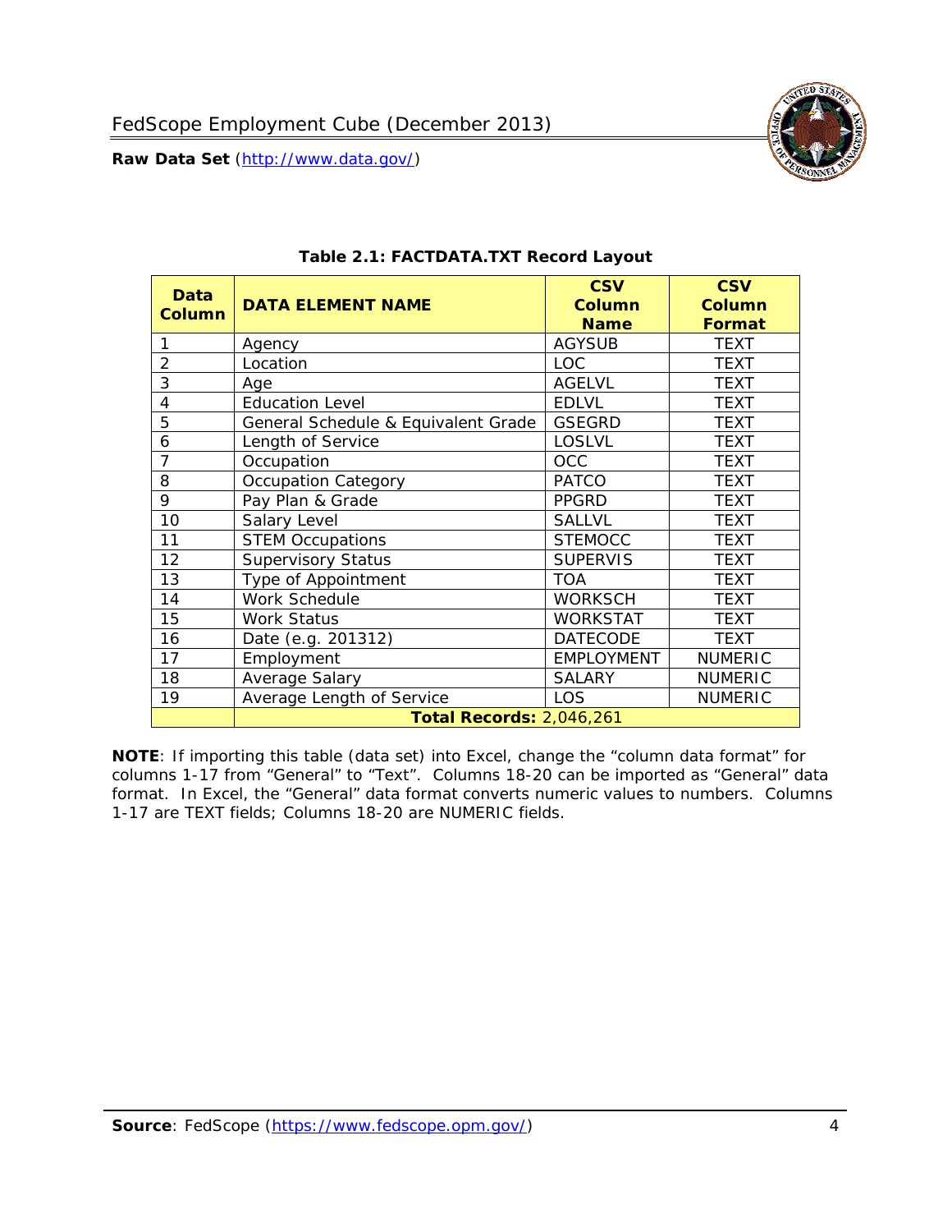### Table 2.1: FACTDATA.TXT Record Layout

| Data Column | DATA ELEMENT NAME | CSV Column Name | CSV Column Format |
|---|---|---|---|
| 1 | Agency | AGYSUB | TEXT |
| 2 | Location | LOC | TEXT |
| 3 | Age | AGELVL | TEXT |
| 4 | Education Level | EDLVL | TEXT |
| 5 | General Schedule & Equivalent Grade | GSEGRD | TEXT |
| 6 | Length of Service | LOSLVL | TEXT |
| 7 | Occupation | OCC | TEXT |
| 8 | Occupation Category | PATCO | TEXT |
| 9 | Pay Plan & Grade | PPGRD | TEXT |
| 10 | Salary Level | SALLVL | TEXT |
| 11 | STEM Occupations | STEMOCC | TEXT |
| 12 | Supervisory Status | SUPERVIS | TEXT |
| 13 | Type of Appointment | TOA | TEXT |
| 14 | Work Schedule | WORKSCH | TEXT |
| 15 | Work Status | WORKSTAT | TEXT |
| 16 | Date (e.g. 201312) | DATECODE | TEXT |
| 17 | Employment | EMPLOYMENT | NUMERIC |
| 18 | Average Salary | SALARY | NUMERIC |
| 19 | Average Length of Service | LOS | NUMERIC |
| | **Total Records:** 2,046,261 | | |

**NOTE**: If importing this table (data set) into Excel, change the "column data format" for columns 1-17 from "General" to "Text". Columns 18-20 can be imported as "General" data format. In Excel, the "General" data format converts numeric values to numbers. Columns 1-17 are TEXT fields; Columns 18-20 are NUMERIC fields.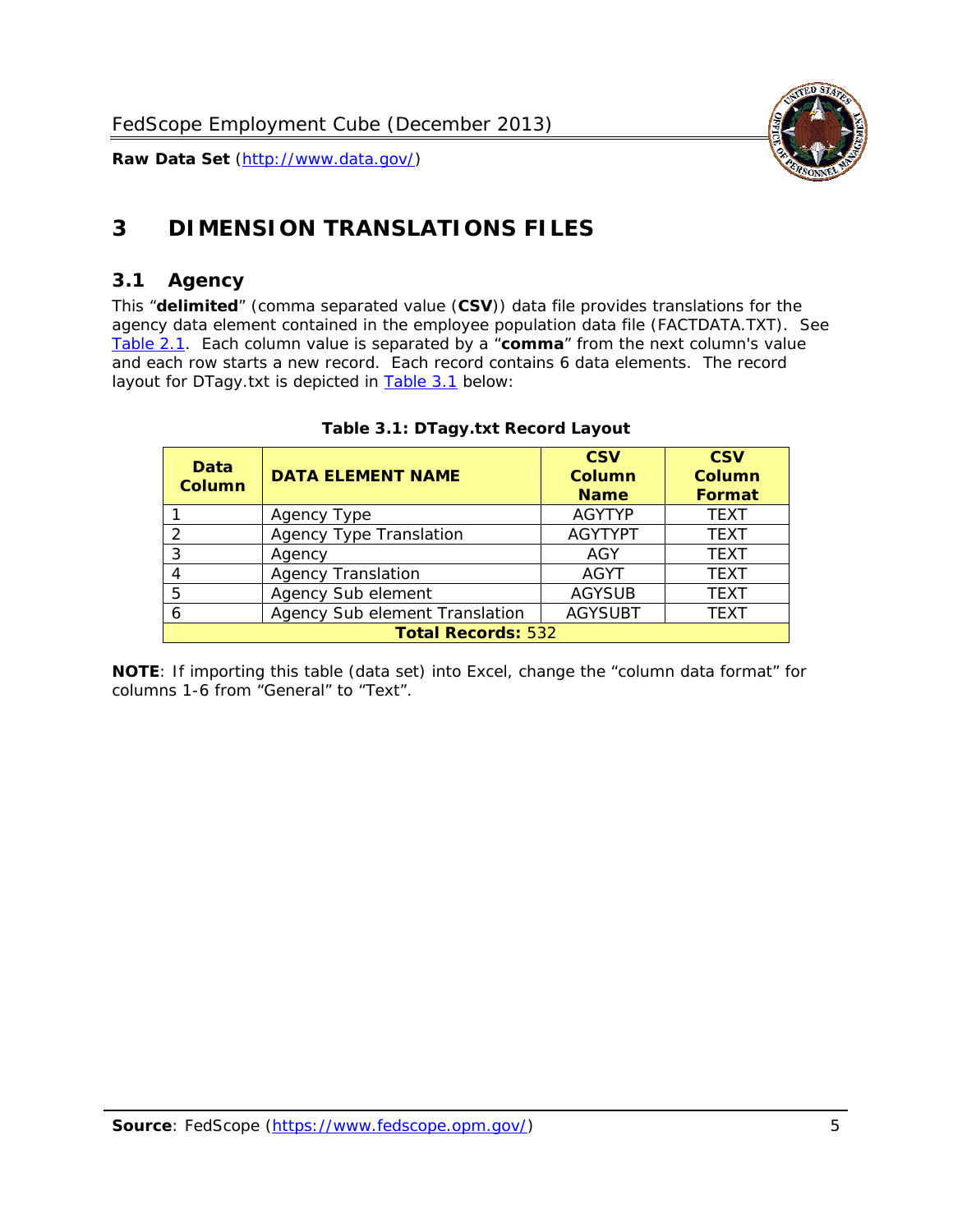# 3 DIMENSION TRANSLATIONS FILES

## 3.1 Agency

This "**delimited**" (comma separated value (**CSV**)) data file provides translations for the agency data element contained in the employee population data file (FACTDATA.TXT). See Table 2.1. Each column value is separated by a "**comma**" from the next column's value and each row starts a new record. Each record contains 6 data elements. The record layout for DTagy.txt is depicted in Table 3.1 below:

**Table 3.1: DTagy.txt Record Layout**

| Data Column | DATA ELEMENT NAME | CSV Column Name | CSV Column Format |
|---|---|---|---|
| 1 | Agency Type | AGYTYP | TEXT |
| 2 | Agency Type Translation | AGYTYPT | TEXT |
| 3 | Agency | AGY | TEXT |
| 4 | Agency Translation | AGYT | TEXT |
| 5 | Agency Sub element | AGYSUB | TEXT |
| 6 | Agency Sub element Translation | AGYSUBT | TEXT |
| **Total Records:** 532 | | | |

**NOTE**: If importing this table (data set) into Excel, change the "column data format" for columns 1-6 from "General" to "Text".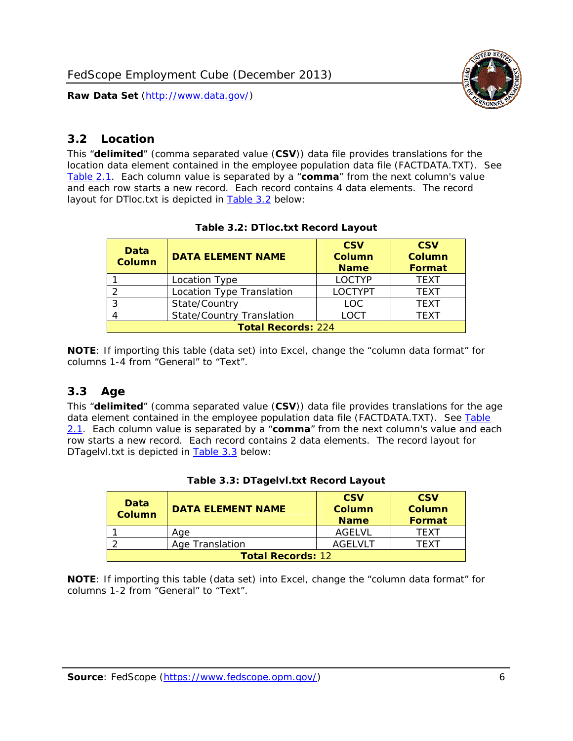## 3.2 Location

This "**delimited**" (comma separated value (**CSV**)) data file provides translations for the location data element contained in the employee population data file (FACTDATA.TXT). See Table 2.1. Each column value is separated by a "**comma**" from the next column's value and each row starts a new record. Each record contains 4 data elements. The record layout for DTloc.txt is depicted in Table 3.2 below:

**Table 3.2: DTloc.txt Record Layout**

| Data Column | DATA ELEMENT NAME | CSV Column Name | CSV Column Format |
|---|---|---|---|
| 1 | Location Type | LOCTYP | TEXT |
| 2 | Location Type Translation | LOCTYPT | TEXT |
| 3 | State/Country | LOC | TEXT |
| 4 | State/Country Translation | LOCT | TEXT |
| **Total Records:** 224 | | | |

**NOTE**: If importing this table (data set) into Excel, change the "column data format" for columns 1-4 from "General" to "Text".

## 3.3 Age

This "**delimited**" (comma separated value (**CSV**)) data file provides translations for the age data element contained in the employee population data file (FACTDATA.TXT). See Table 2.1. Each column value is separated by a "**comma**" from the next column's value and each row starts a new record. Each record contains 2 data elements. The record layout for DTagelvl.txt is depicted in Table 3.3 below:

**Table 3.3: DTagelvl.txt Record Layout**

| Data Column | DATA ELEMENT NAME | CSV Column Name | CSV Column Format |
|---|---|---|---|
| 1 | Age | AGELVL | TEXT |
| 2 | Age Translation | AGELVLT | TEXT |
| **Total Records:** 12 | | | |

**NOTE**: If importing this table (data set) into Excel, change the "column data format" for columns 1-2 from "General" to "Text".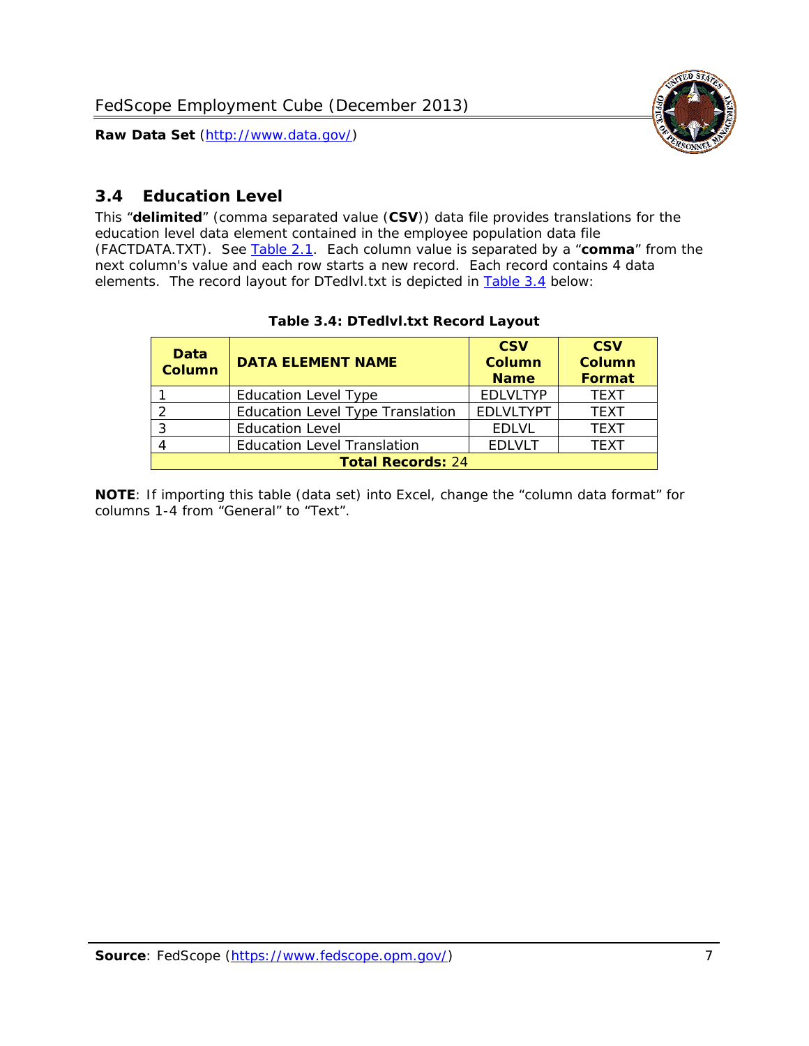## 3.4 Education Level

This "**delimited**" (comma separated value (**CSV**)) data file provides translations for the education level data element contained in the employee population data file (FACTDATA.TXT). See Table 2.1. Each column value is separated by a "**comma**" from the next column's value and each row starts a new record. Each record contains 4 data elements. The record layout for DTedlvl.txt is depicted in Table 3.4 below:

**Table 3.4: DTedlvl.txt Record Layout**

| Data Column | DATA ELEMENT NAME | CSV Column Name | CSV Column Format |
|---|---|---|---|
| 1 | Education Level Type | EDLVLTYP | TEXT |
| 2 | Education Level Type Translation | EDLVLTYPT | TEXT |
| 3 | Education Level | EDLVL | TEXT |
| 4 | Education Level Translation | EDLVLT | TEXT |
| **Total Records:** 24 | | | |

**NOTE**: If importing this table (data set) into Excel, change the "column data format" for columns 1-4 from "General" to "Text".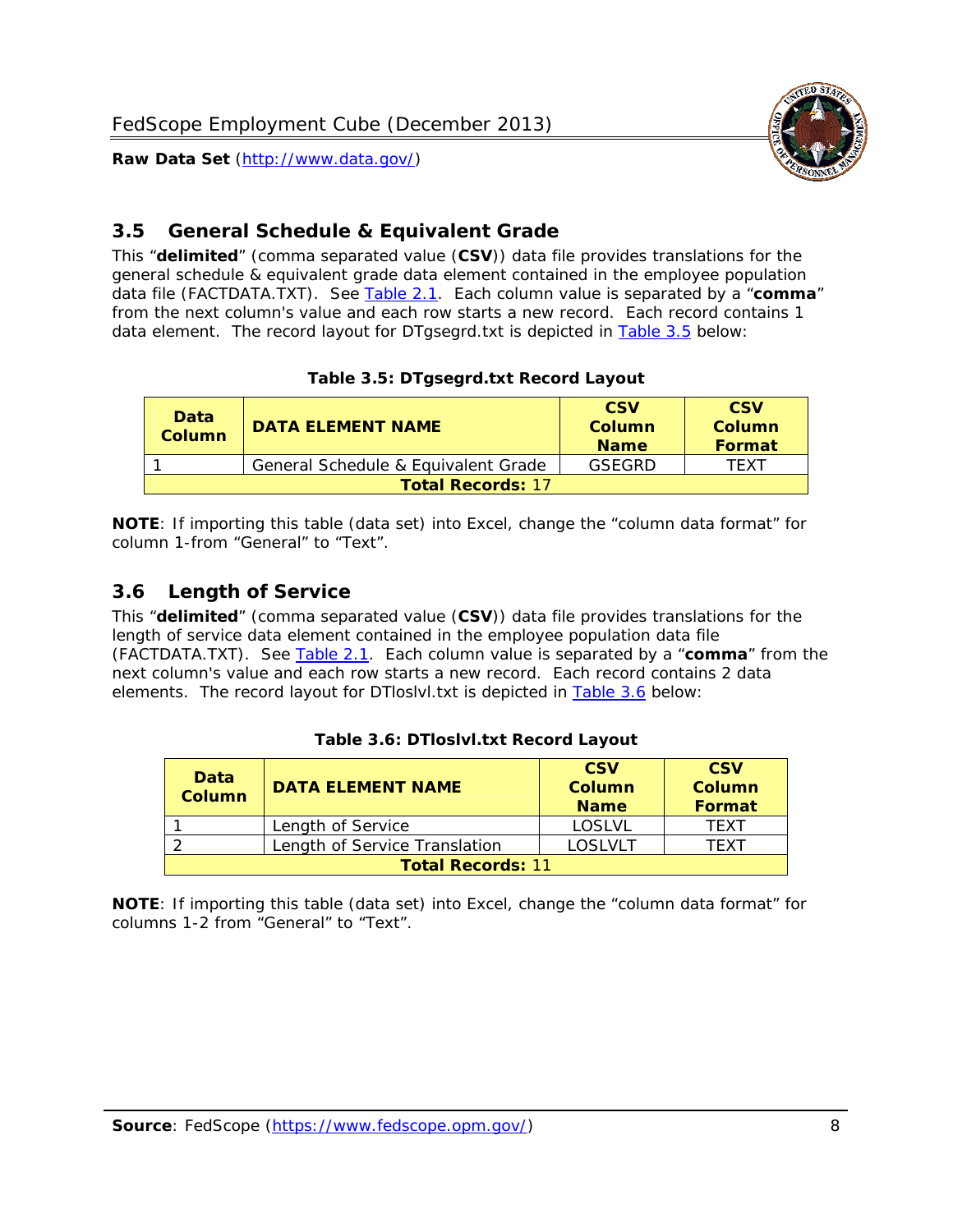## 3.5 General Schedule & Equivalent Grade

This "**delimited**" (comma separated value (**CSV**)) data file provides translations for the general schedule & equivalent grade data element contained in the employee population data file (FACTDATA.TXT). See Table 2.1. Each column value is separated by a "**comma**" from the next column's value and each row starts a new record. Each record contains 1 data element. The record layout for DTgsegrd.txt is depicted in Table 3.5 below:

**Table 3.5: DTgsegrd.txt Record Layout**

| Data Column | DATA ELEMENT NAME | CSV Column Name | CSV Column Format |
|---|---|---|---|
| 1 | General Schedule & Equivalent Grade | GSEGRD | TEXT |
| **Total Records:** 17 | | | |

**NOTE**: If importing this table (data set) into Excel, change the "column data format" for column 1-from "General" to "Text".

## 3.6 Length of Service

This "**delimited**" (comma separated value (**CSV**)) data file provides translations for the length of service data element contained in the employee population data file (FACTDATA.TXT). See Table 2.1. Each column value is separated by a "**comma**" from the next column's value and each row starts a new record. Each record contains 2 data elements. The record layout for DTloslvl.txt is depicted in Table 3.6 below:

**Table 3.6: DTloslvl.txt Record Layout**

| Data Column | DATA ELEMENT NAME | CSV Column Name | CSV Column Format |
|---|---|---|---|
| 1 | Length of Service | LOSLVL | TEXT |
| 2 | Length of Service Translation | LOSLVLT | TEXT |
| **Total Records:** 11 | | | |

**NOTE**: If importing this table (data set) into Excel, change the "column data format" for columns 1-2 from "General" to "Text".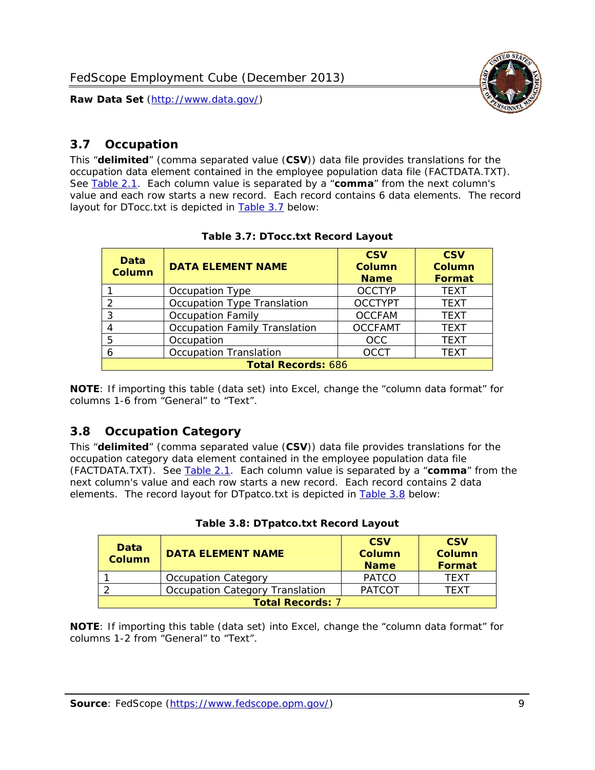## 3.7 Occupation

This "**delimited**" (comma separated value (**CSV**)) data file provides translations for the occupation data element contained in the employee population data file (FACTDATA.TXT). See Table 2.1. Each column value is separated by a "**comma**" from the next column's value and each row starts a new record. Each record contains 6 data elements. The record layout for DTocc.txt is depicted in Table 3.7 below:

**Table 3.7: DTocc.txt Record Layout**

| Data Column | DATA ELEMENT NAME | CSV Column Name | CSV Column Format |
|---|---|---|---|
| 1 | Occupation Type | OCCTYP | TEXT |
| 2 | Occupation Type Translation | OCCTYPT | TEXT |
| 3 | Occupation Family | OCCFAM | TEXT |
| 4 | Occupation Family Translation | OCCFAMT | TEXT |
| 5 | Occupation | OCC | TEXT |
| 6 | Occupation Translation | OCCT | TEXT |
| **Total Records:** 686 | | | |

**NOTE**: If importing this table (data set) into Excel, change the "column data format" for columns 1-6 from "General" to "Text".

## 3.8 Occupation Category

This "**delimited**" (comma separated value (**CSV**)) data file provides translations for the occupation category data element contained in the employee population data file (FACTDATA.TXT). See Table 2.1. Each column value is separated by a "**comma**" from the next column's value and each row starts a new record. Each record contains 2 data elements. The record layout for DTpatco.txt is depicted in Table 3.8 below:

**Table 3.8: DTpatco.txt Record Layout**

| Data Column | DATA ELEMENT NAME | CSV Column Name | CSV Column Format |
|---|---|---|---|
| 1 | Occupation Category | PATCO | TEXT |
| 2 | Occupation Category Translation | PATCOT | TEXT |
| **Total Records:** 7 | | | |

**NOTE**: If importing this table (data set) into Excel, change the "column data format" for columns 1-2 from "General" to "Text".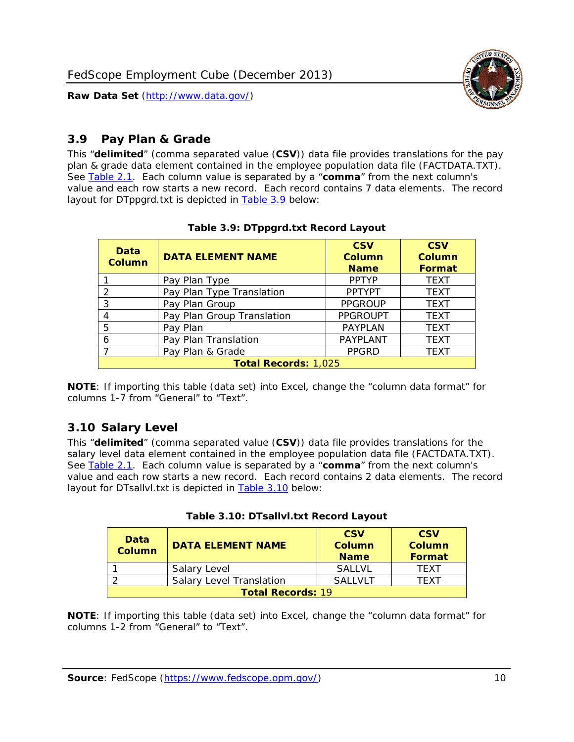## 3.9 Pay Plan & Grade

This "**delimited**" (comma separated value (**CSV**)) data file provides translations for the pay plan & grade data element contained in the employee population data file (FACTDATA.TXT). See Table 2.1. Each column value is separated by a "**comma**" from the next column's value and each row starts a new record. Each record contains 7 data elements. The record layout for DTppgrd.txt is depicted in Table 3.9 below:

**Table 3.9: DTppgrd.txt Record Layout**

| Data Column | DATA ELEMENT NAME | CSV Column Name | CSV Column Format |
|---|---|---|---|
| 1 | Pay Plan Type | PPTYP | TEXT |
| 2 | Pay Plan Type Translation | PPTYPT | TEXT |
| 3 | Pay Plan Group | PPGROUP | TEXT |
| 4 | Pay Plan Group Translation | PPGROUPT | TEXT |
| 5 | Pay Plan | PAYPLAN | TEXT |
| 6 | Pay Plan Translation | PAYPLANT | TEXT |
| 7 | Pay Plan & Grade | PPGRD | TEXT |
| **Total Records:** 1,025 | | | |

**NOTE**: If importing this table (data set) into Excel, change the "column data format" for columns 1-7 from "General" to "Text".

## 3.10 Salary Level

This "**delimited**" (comma separated value (**CSV**)) data file provides translations for the salary level data element contained in the employee population data file (FACTDATA.TXT). See Table 2.1. Each column value is separated by a "**comma**" from the next column's value and each row starts a new record. Each record contains 2 data elements. The record layout for DTsallvl.txt is depicted in Table 3.10 below:

**Table 3.10: DTsallvl.txt Record Layout**

| Data Column | DATA ELEMENT NAME | CSV Column Name | CSV Column Format |
|---|---|---|---|
| 1 | Salary Level | SALLVL | TEXT |
| 2 | Salary Level Translation | SALLVLT | TEXT |
| **Total Records:** 19 | | | |

**NOTE**: If importing this table (data set) into Excel, change the "column data format" for columns 1-2 from "General" to "Text".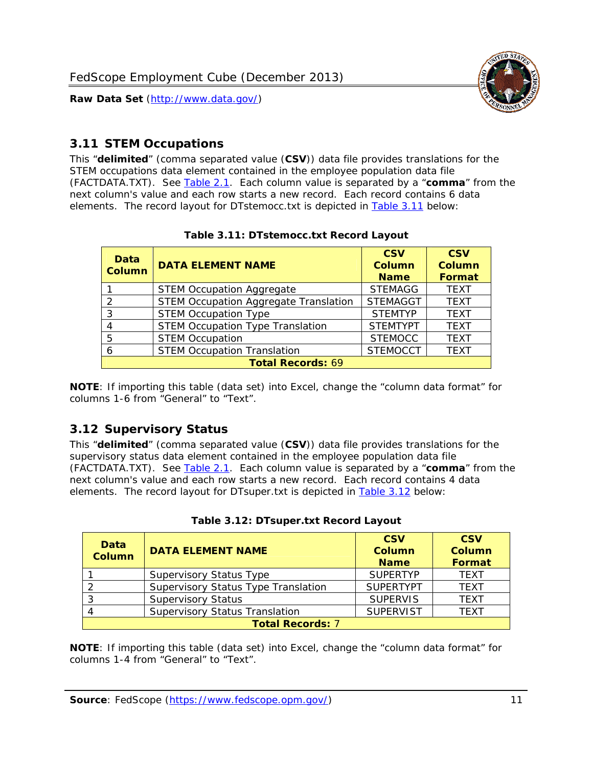## 3.11 STEM Occupations

This "**delimited**" (comma separated value (**CSV**)) data file provides translations for the STEM occupations data element contained in the employee population data file (FACTDATA.TXT). See Table 2.1. Each column value is separated by a "**comma**" from the next column's value and each row starts a new record. Each record contains 6 data elements. The record layout for DTstemocc.txt is depicted in Table 3.11 below:

**Table 3.11: DTstemocc.txt Record Layout**

| Data Column | DATA ELEMENT NAME | CSV Column Name | CSV Column Format |
|---|---|---|---|
| 1 | STEM Occupation Aggregate | STEMAGG | TEXT |
| 2 | STEM Occupation Aggregate Translation | STEMAGGT | TEXT |
| 3 | STEM Occupation Type | STEMTYP | TEXT |
| 4 | STEM Occupation Type Translation | STEMTYPT | TEXT |
| 5 | STEM Occupation | STEMOCC | TEXT |
| 6 | STEM Occupation Translation | STEMOCCT | TEXT |
| **Total Records:** 69 | | | |

**NOTE**: If importing this table (data set) into Excel, change the "column data format" for columns 1-6 from "General" to "Text".

## 3.12 Supervisory Status

This "**delimited**" (comma separated value (**CSV**)) data file provides translations for the supervisory status data element contained in the employee population data file (FACTDATA.TXT). See Table 2.1. Each column value is separated by a "**comma**" from the next column's value and each row starts a new record. Each record contains 4 data elements. The record layout for DTsuper.txt is depicted in Table 3.12 below:

**Table 3.12: DTsuper.txt Record Layout**

| Data Column | DATA ELEMENT NAME | CSV Column Name | CSV Column Format |
|---|---|---|---|
| 1 | Supervisory Status Type | SUPERTYP | TEXT |
| 2 | Supervisory Status Type Translation | SUPERTYPT | TEXT |
| 3 | Supervisory Status | SUPERVIS | TEXT |
| 4 | Supervisory Status Translation | SUPERVIST | TEXT |
| **Total Records:** 7 | | | |

**NOTE**: If importing this table (data set) into Excel, change the "column data format" for columns 1-4 from "General" to "Text".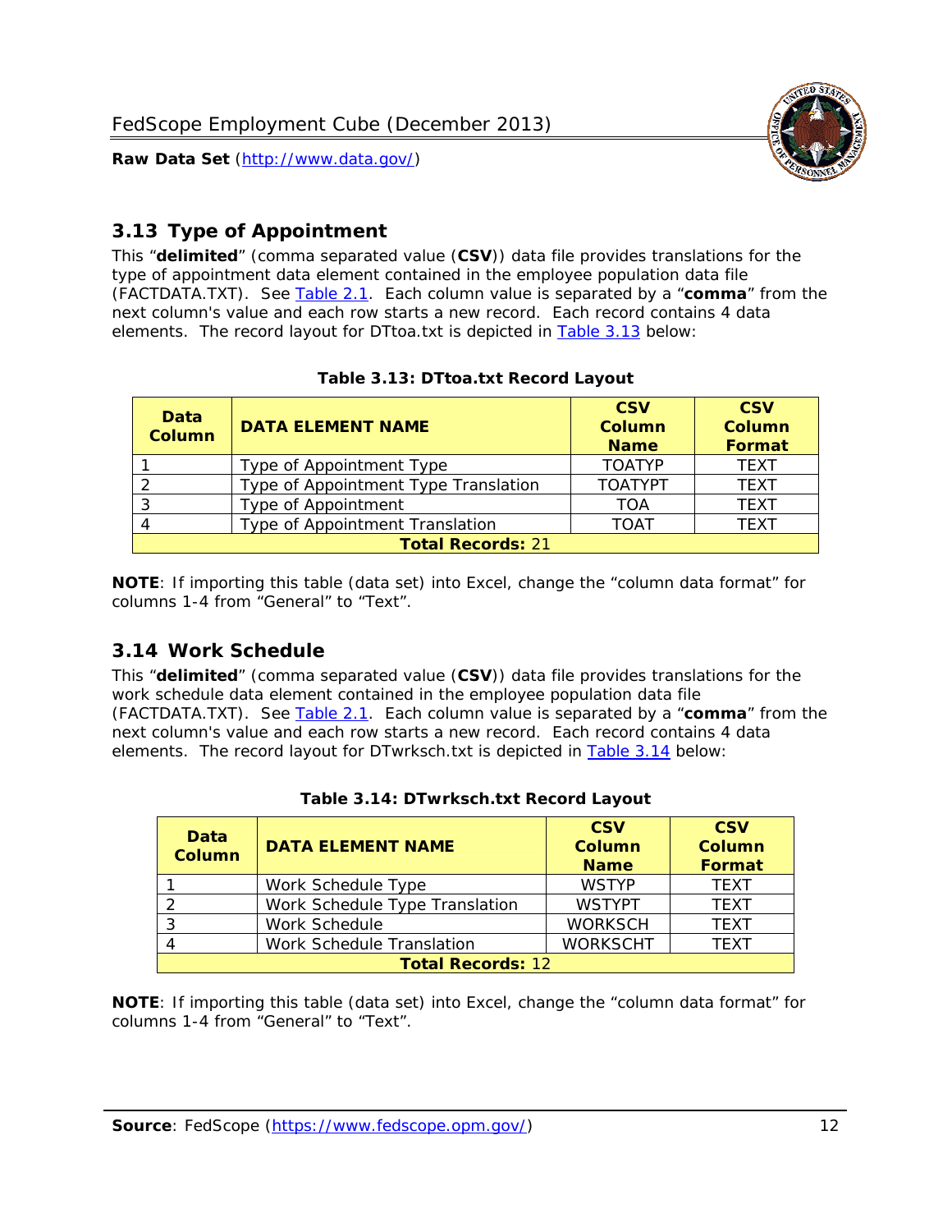## 3.13 Type of Appointment

This "**delimited**" (comma separated value (**CSV**)) data file provides translations for the type of appointment data element contained in the employee population data file (FACTDATA.TXT). See Table 2.1. Each column value is separated by a "**comma**" from the next column's value and each row starts a new record. Each record contains 4 data elements. The record layout for DTtoa.txt is depicted in Table 3.13 below:

**Table 3.13: DTtoa.txt Record Layout**

| Data Column | DATA ELEMENT NAME | CSV Column Name | CSV Column Format |
|---|---|---|---|
| 1 | Type of Appointment Type | TOATYP | TEXT |
| 2 | Type of Appointment Type Translation | TOATYPT | TEXT |
| 3 | Type of Appointment | TOA | TEXT |
| 4 | Type of Appointment Translation | TOAT | TEXT |
| **Total Records:** 21 | | | |

**NOTE**: If importing this table (data set) into Excel, change the "column data format" for columns 1-4 from "General" to "Text".

## 3.14 Work Schedule

This "**delimited**" (comma separated value (**CSV**)) data file provides translations for the work schedule data element contained in the employee population data file (FACTDATA.TXT). See Table 2.1. Each column value is separated by a "**comma**" from the next column's value and each row starts a new record. Each record contains 4 data elements. The record layout for DTwrksch.txt is depicted in Table 3.14 below:

**Table 3.14: DTwrksch.txt Record Layout**

| Data Column | DATA ELEMENT NAME | CSV Column Name | CSV Column Format |
|---|---|---|---|
| 1 | Work Schedule Type | WSTYP | TEXT |
| 2 | Work Schedule Type Translation | WSTYPT | TEXT |
| 3 | Work Schedule | WORKSCH | TEXT |
| 4 | Work Schedule Translation | WORKSCHT | TEXT |
| **Total Records:** 12 | | | |

**NOTE**: If importing this table (data set) into Excel, change the "column data format" for columns 1-4 from "General" to "Text".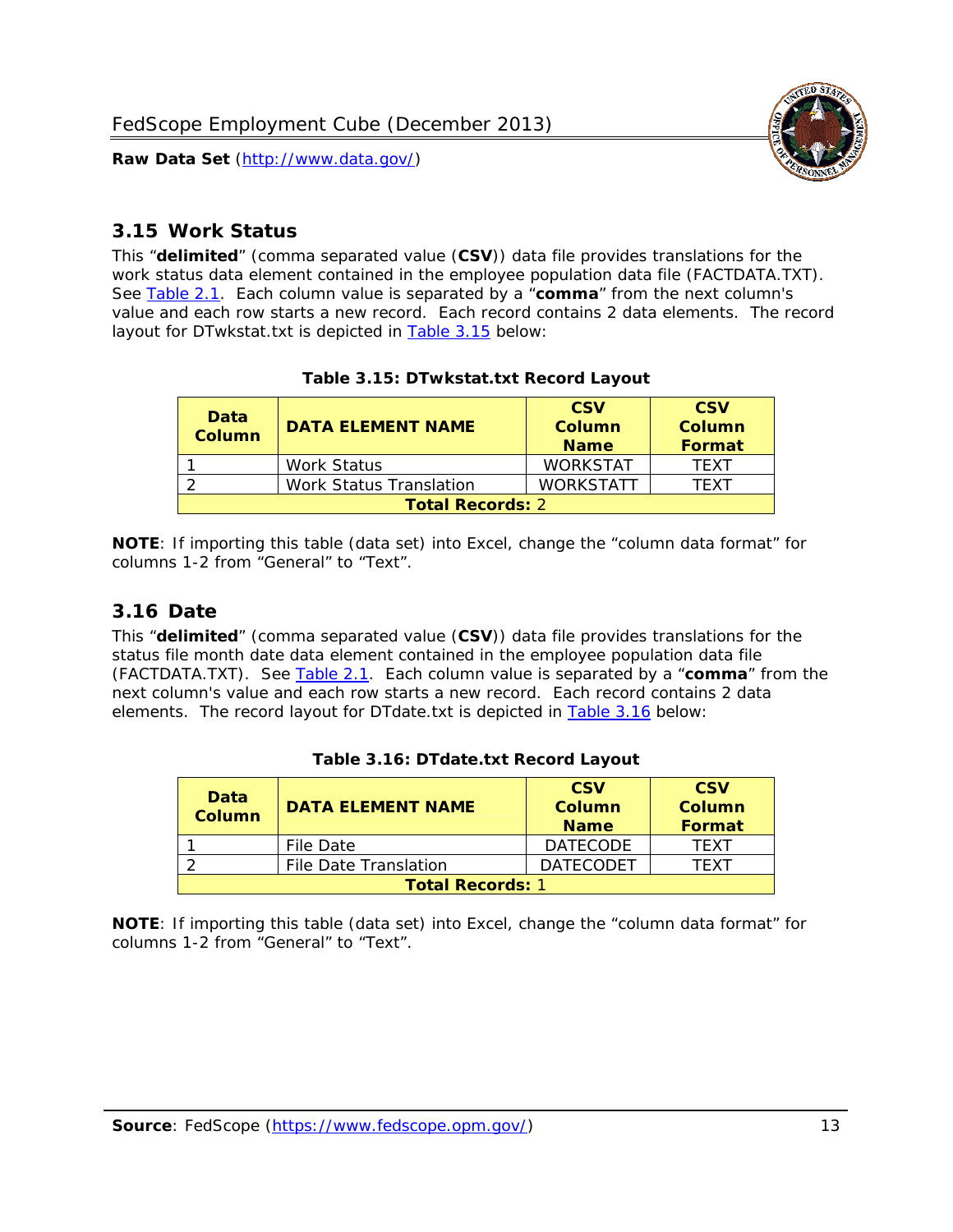## 3.15 Work Status

This "**delimited**" (comma separated value (**CSV**)) data file provides translations for the work status data element contained in the employee population data file (FACTDATA.TXT). See Table 2.1. Each column value is separated by a "**comma**" from the next column's value and each row starts a new record. Each record contains 2 data elements. The record layout for DTwkstat.txt is depicted in Table 3.15 below:

**Table 3.15: DTwkstat.txt Record Layout**

| Data Column | DATA ELEMENT NAME | CSV Column Name | CSV Column Format |
|---|---|---|---|
| 1 | Work Status | WORKSTAT | TEXT |
| 2 | Work Status Translation | WORKSTATT | TEXT |
| **Total Records:** 2 | | | |

**NOTE**: If importing this table (data set) into Excel, change the "column data format" for columns 1-2 from "General" to "Text".

## 3.16 Date

This "**delimited**" (comma separated value (**CSV**)) data file provides translations for the status file month date data element contained in the employee population data file (FACTDATA.TXT). See Table 2.1. Each column value is separated by a "**comma**" from the next column's value and each row starts a new record. Each record contains 2 data elements. The record layout for DTdate.txt is depicted in Table 3.16 below:

**Table 3.16: DTdate.txt Record Layout**

| Data Column | DATA ELEMENT NAME | CSV Column Name | CSV Column Format |
|---|---|---|---|
| 1 | File Date | DATECODE | TEXT |
| 2 | File Date Translation | DATECODET | TEXT |
| **Total Records:** 1 | | | |

**NOTE**: If importing this table (data set) into Excel, change the "column data format" for columns 1-2 from "General" to "Text".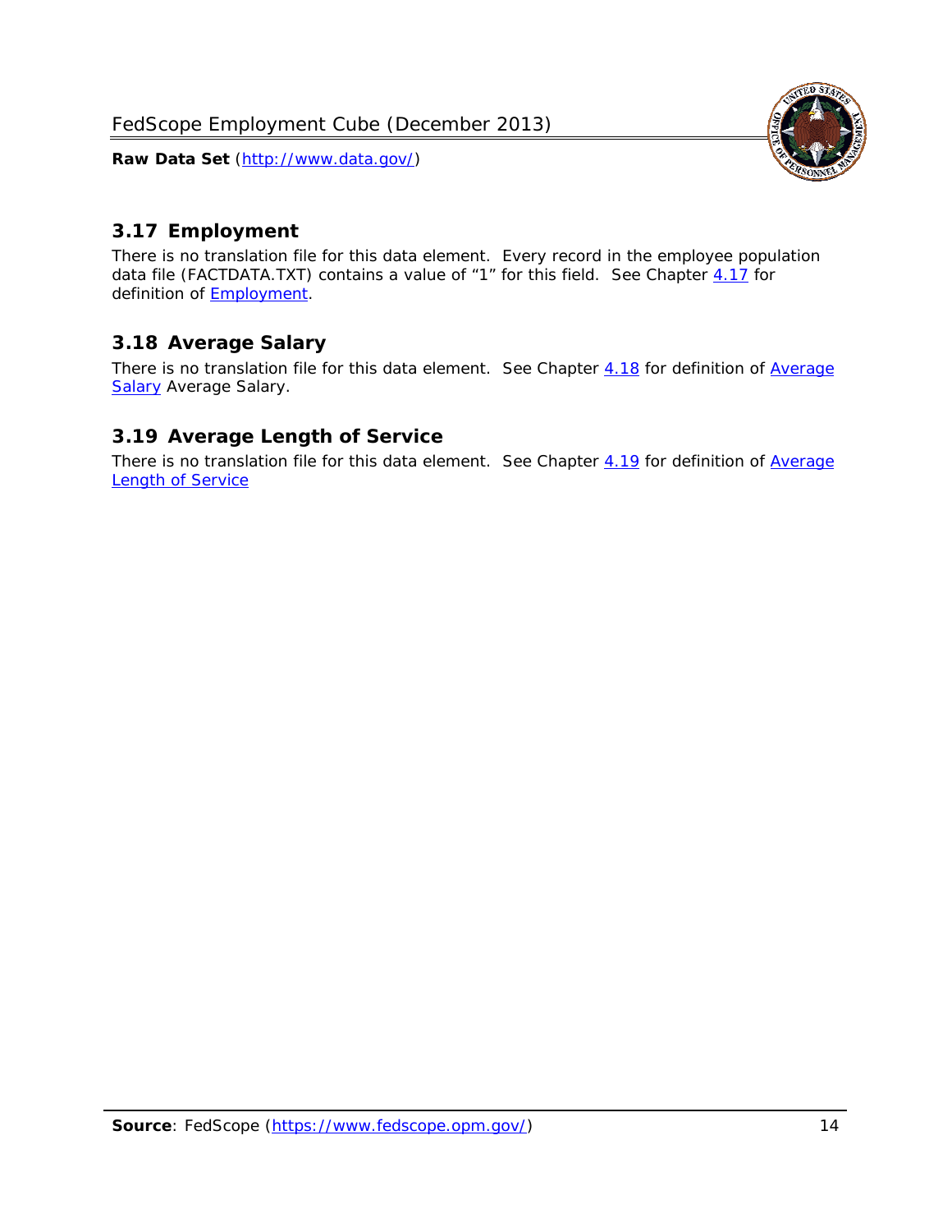## 3.17 Employment

There is no translation file for this data element. Every record in the employee population data file (FACTDATA.TXT) contains a value of "1" for this field. See Chapter 4.17 for definition of Employment.

## 3.18 Average Salary

There is no translation file for this data element. See Chapter 4.18 for definition of Average Salary Average Salary.

## 3.19 Average Length of Service

There is no translation file for this data element. See Chapter 4.19 for definition of Average Length of Service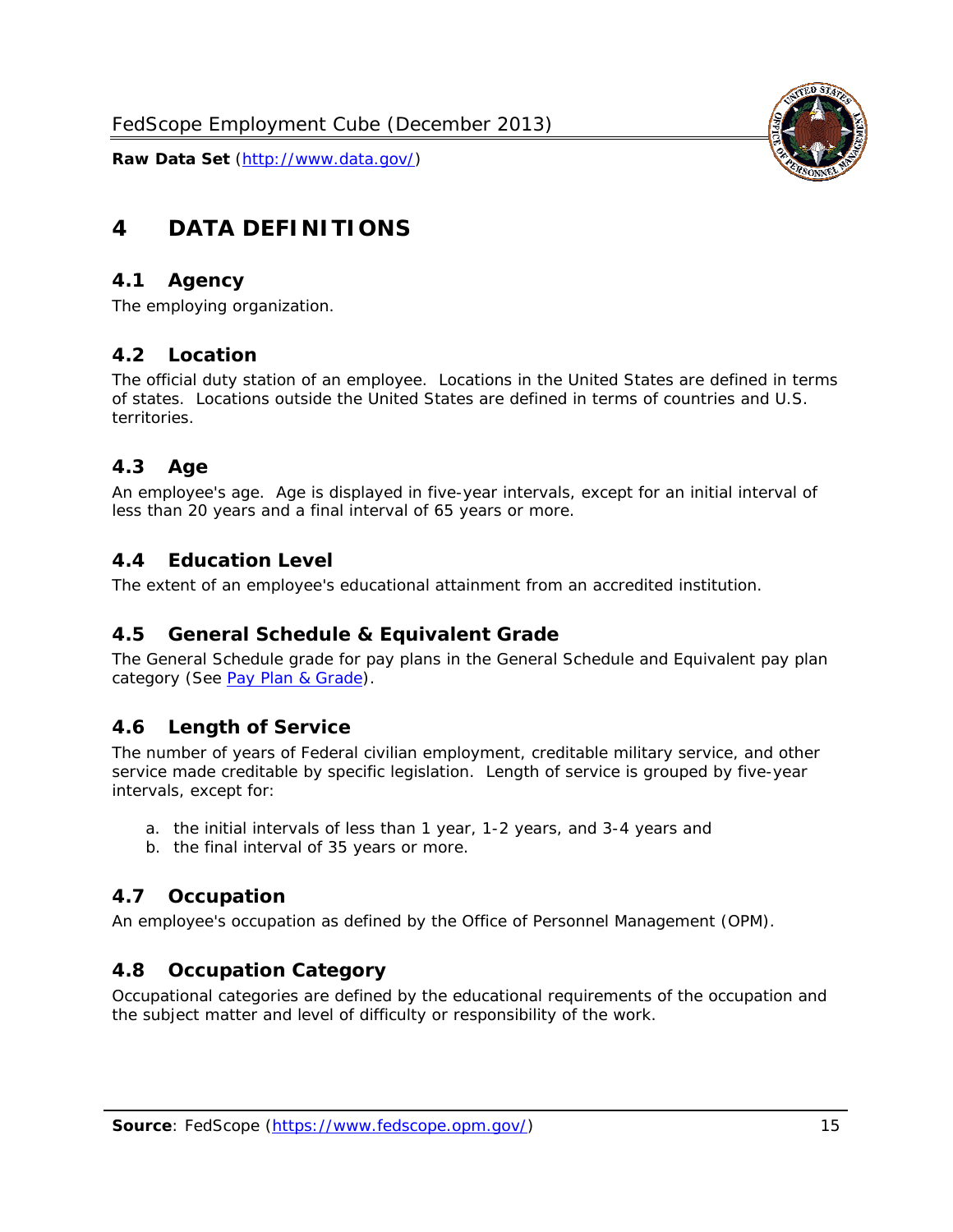# 4 DATA DEFINITIONS

## 4.1 Agency

The employing organization.

## 4.2 Location

The official duty station of an employee. Locations in the United States are defined in terms of states. Locations outside the United States are defined in terms of countries and U.S. territories.

## 4.3 Age

An employee's age. Age is displayed in five-year intervals, except for an initial interval of less than 20 years and a final interval of 65 years or more.

## 4.4 Education Level

The extent of an employee's educational attainment from an accredited institution.

## 4.5 General Schedule & Equivalent Grade

The General Schedule grade for pay plans in the General Schedule and Equivalent pay plan category (See Pay Plan & Grade).

## 4.6 Length of Service

The number of years of Federal civilian employment, creditable military service, and other service made creditable by specific legislation. Length of service is grouped by five-year intervals, except for:

a. the initial intervals of less than 1 year, 1-2 years, and 3-4 years and
b. the final interval of 35 years or more.

## 4.7 Occupation

An employee's occupation as defined by the Office of Personnel Management (OPM).

## 4.8 Occupation Category

Occupational categories are defined by the educational requirements of the occupation and the subject matter and level of difficulty or responsibility of the work.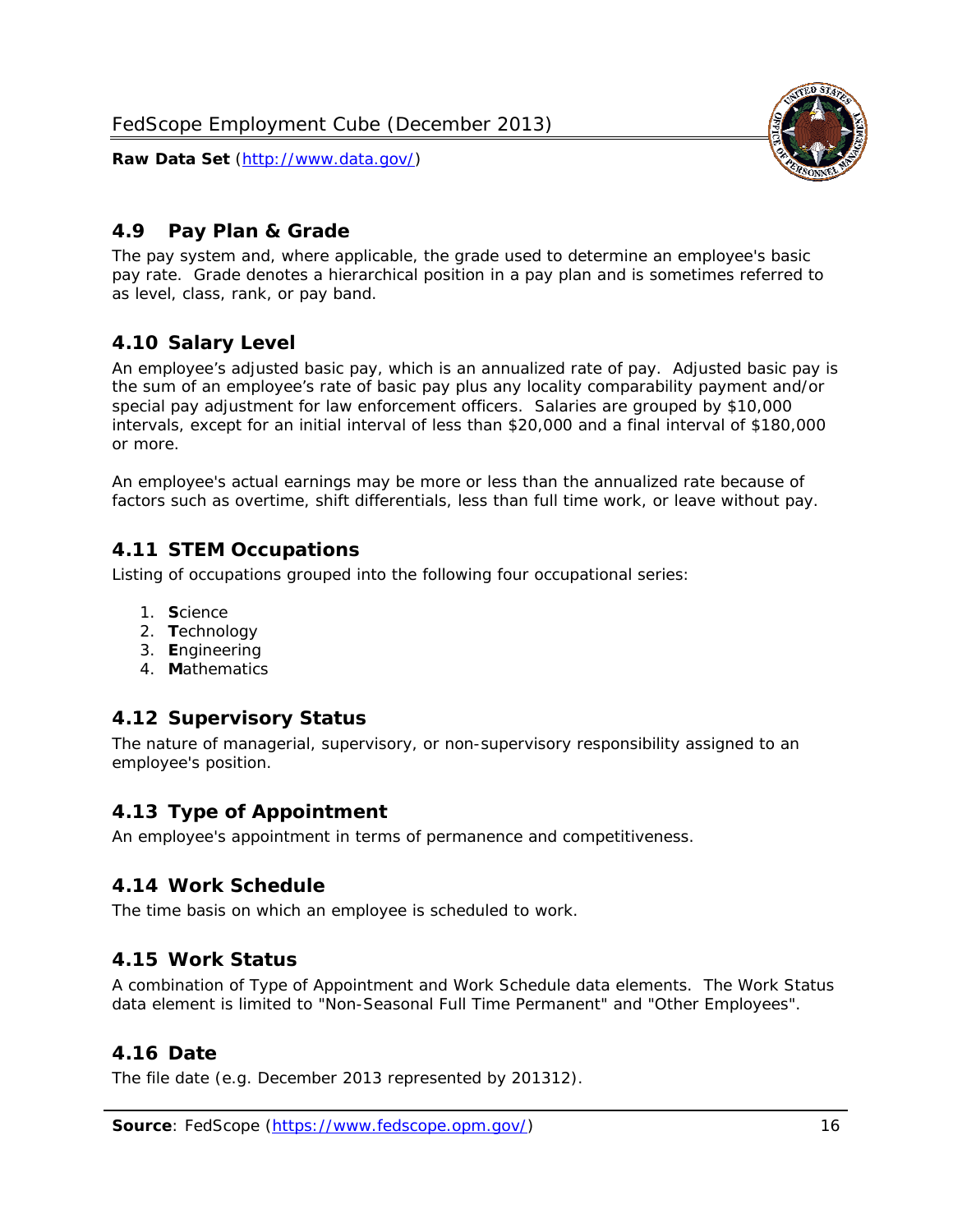## 4.9 Pay Plan & Grade

The pay system and, where applicable, the grade used to determine an employee's basic pay rate. Grade denotes a hierarchical position in a pay plan and is sometimes referred to as level, class, rank, or pay band.

## 4.10 Salary Level

An employee's adjusted basic pay, which is an annualized rate of pay. Adjusted basic pay is the sum of an employee's rate of basic pay plus any locality comparability payment and/or special pay adjustment for law enforcement officers. Salaries are grouped by $10,000 intervals, except for an initial interval of less than $20,000 and a final interval of $180,000 or more.

An employee's actual earnings may be more or less than the annualized rate because of factors such as overtime, shift differentials, less than full time work, or leave without pay.

## 4.11 STEM Occupations

Listing of occupations grouped into the following four occupational series:

1. **S**cience
2. **T**echnology
3. **E**ngineering
4. **M**athematics

## 4.12 Supervisory Status

The nature of managerial, supervisory, or non-supervisory responsibility assigned to an employee's position.

## 4.13 Type of Appointment

An employee's appointment in terms of permanence and competitiveness.

## 4.14 Work Schedule

The time basis on which an employee is scheduled to work.

## 4.15 Work Status

A combination of Type of Appointment and Work Schedule data elements. The Work Status data element is limited to "Non-Seasonal Full Time Permanent" and "Other Employees".

## 4.16 Date

The file date (e.g. December 2013 represented by 201312).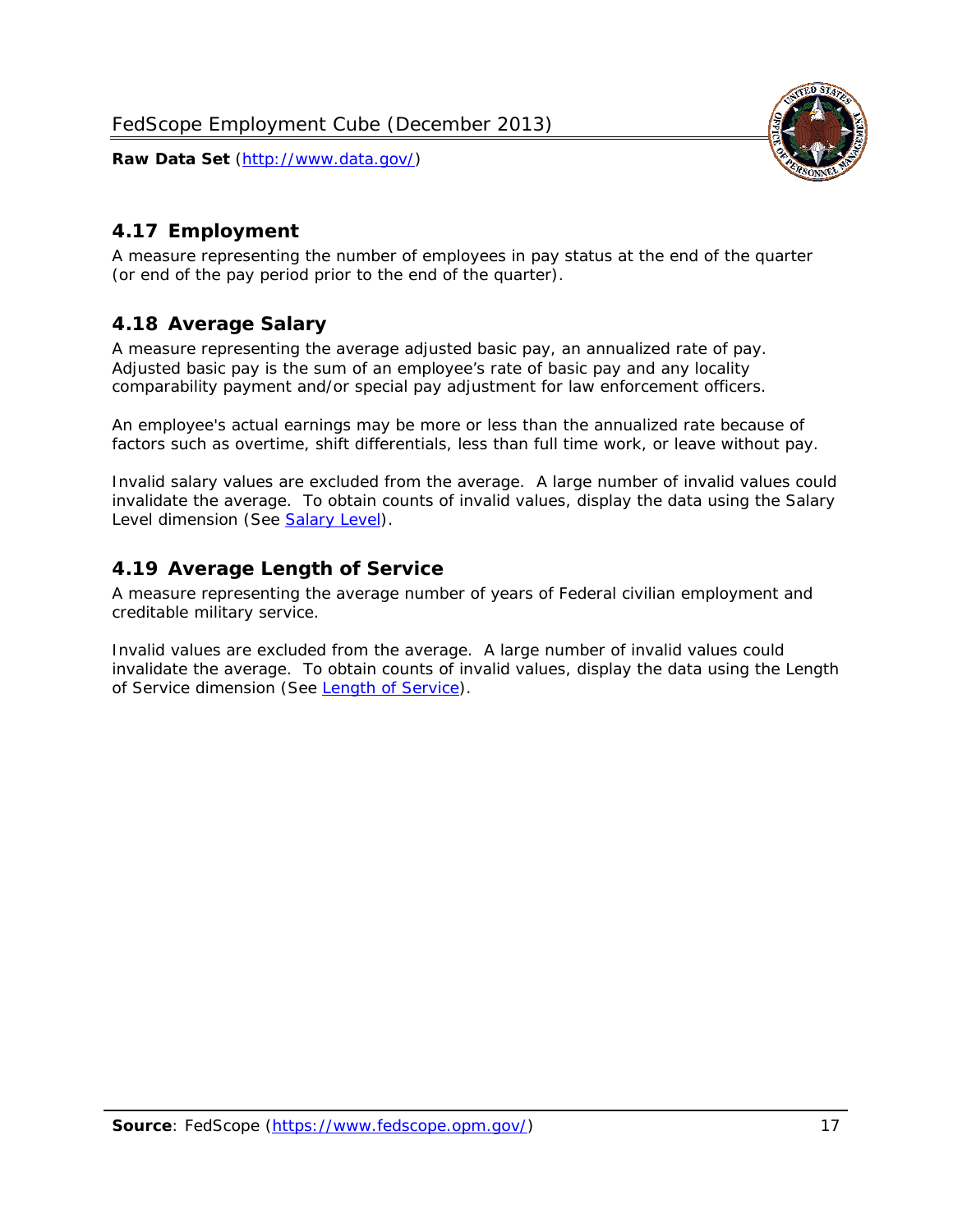## 4.17 Employment

A measure representing the number of employees in pay status at the end of the quarter (or end of the pay period prior to the end of the quarter).

## 4.18 Average Salary

A measure representing the average adjusted basic pay, an annualized rate of pay. Adjusted basic pay is the sum of an employee's rate of basic pay and any locality comparability payment and/or special pay adjustment for law enforcement officers.

An employee's actual earnings may be more or less than the annualized rate because of factors such as overtime, shift differentials, less than full time work, or leave without pay.

Invalid salary values are excluded from the average. A large number of invalid values could invalidate the average. To obtain counts of invalid values, display the data using the Salary Level dimension (See Salary Level).

## 4.19 Average Length of Service

A measure representing the average number of years of Federal civilian employment and creditable military service.

Invalid values are excluded from the average. A large number of invalid values could invalidate the average. To obtain counts of invalid values, display the data using the Length of Service dimension (See Length of Service).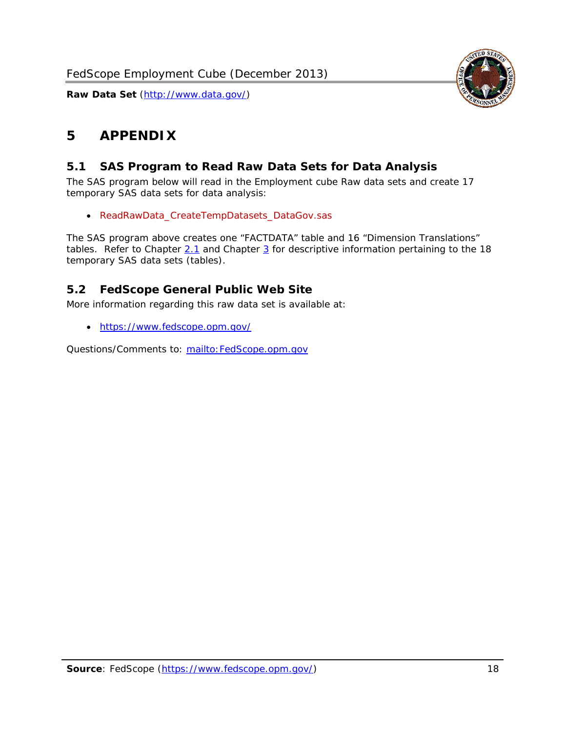# 5 APPENDIX

## 5.1 SAS Program to Read Raw Data Sets for Data Analysis

The SAS program below will read in the Employment cube Raw data sets and create 17 temporary SAS data sets for data analysis:

- ReadRawData_CreateTempDatasets_DataGov.sas

The SAS program above creates one “FACTDATA” table and 16 “Dimension Translations” tables. Refer to Chapter 2.1 and Chapter 3 for descriptive information pertaining to the 18 temporary SAS data sets (tables).

## 5.2 FedScope General Public Web Site

More information regarding this raw data set is available at:

- https://www.fedscope.opm.gov/

Questions/Comments to: mailto:FedScope.opm.gov